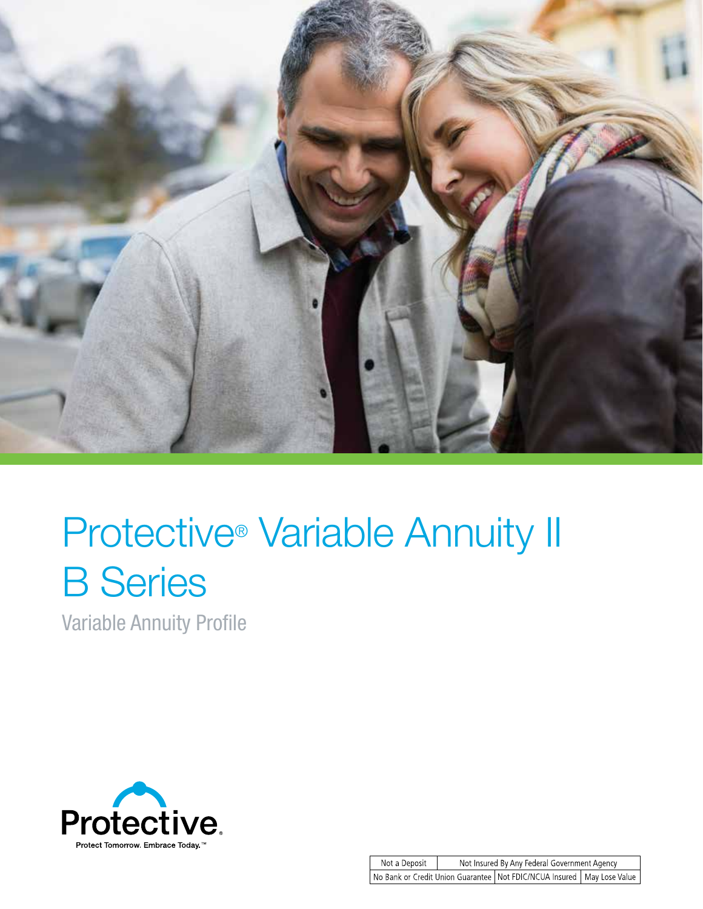# Protective® Variable Annuity II B Series

Variable Annuity Profile

Protective.

Protect Tomorrow. Embrace Today.™

| Not a Deposit | Not Insured By Any Federal Government Agency | |
|---|---|---|
| No Bank or Credit Union Guarantee | Not FDIC/NCUA Insured | May Lose Value |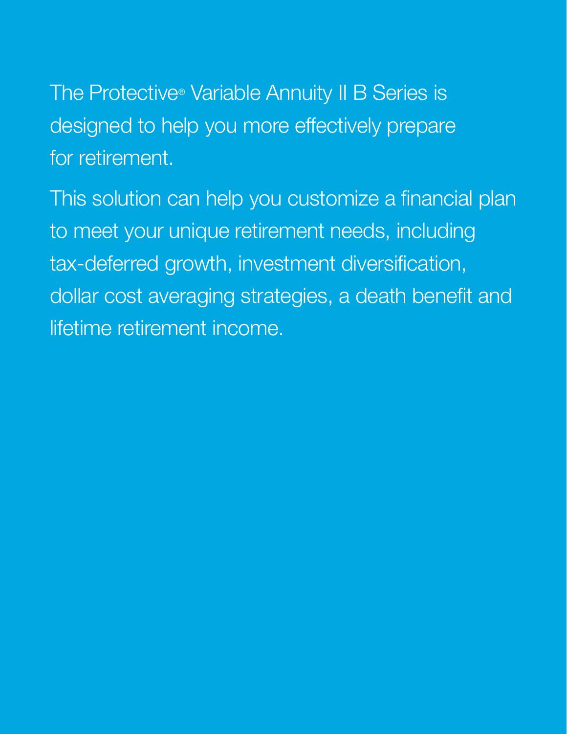The Protective® Variable Annuity II B Series is designed to help you more effectively prepare for retirement.

This solution can help you customize a financial plan to meet your unique retirement needs, including tax-deferred growth, investment diversification, dollar cost averaging strategies, a death benefit and lifetime retirement income.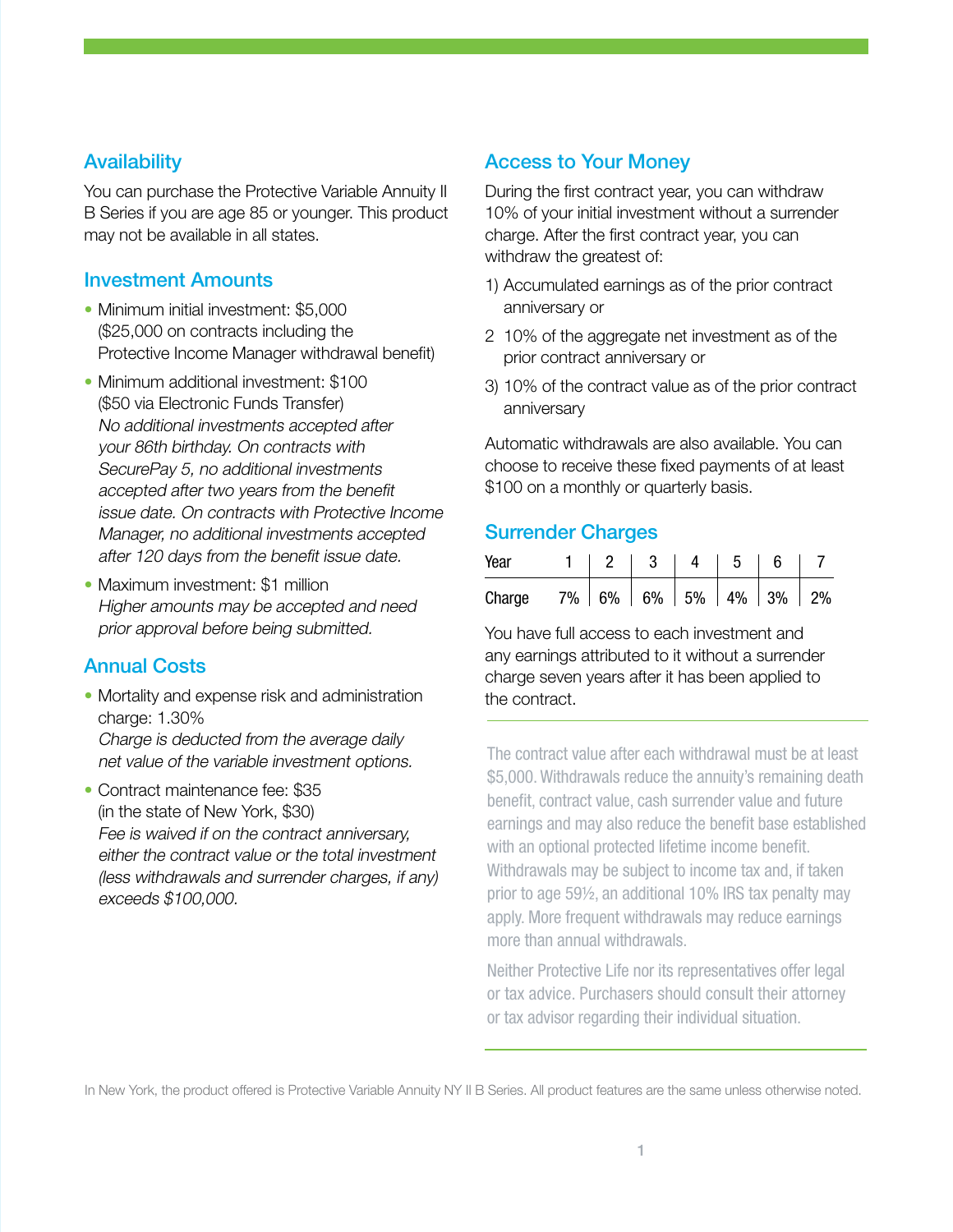## Availability

You can purchase the Protective Variable Annuity II B Series if you are age 85 or younger. This product may not be available in all states.

## Investment Amounts

- Minimum initial investment: $5,000 ($25,000 on contracts including the Protective Income Manager withdrawal benefit)
- Minimum additional investment: $100 ($50 via Electronic Funds Transfer) *No additional investments accepted after your 86th birthday. On contracts with SecurePay 5, no additional investments accepted after two years from the benefit issue date. On contracts with Protective Income Manager, no additional investments accepted after 120 days from the benefit issue date.*
- Maximum investment: $1 million *Higher amounts may be accepted and need prior approval before being submitted.*

## Annual Costs

- Mortality and expense risk and administration charge: 1.30% *Charge is deducted from the average daily net value of the variable investment options.*
- Contract maintenance fee: $35 (in the state of New York, $30) *Fee is waived if on the contract anniversary, either the contract value or the total investment (less withdrawals and surrender charges, if any) exceeds $100,000.*

## Access to Your Money

During the first contract year, you can withdraw 10% of your initial investment without a surrender charge. After the first contract year, you can withdraw the greatest of:

1) Accumulated earnings as of the prior contract anniversary or
2 10% of the aggregate net investment as of the prior contract anniversary or
3) 10% of the contract value as of the prior contract anniversary

Automatic withdrawals are also available. You can choose to receive these fixed payments of at least $100 on a monthly or quarterly basis.

## Surrender Charges

| Year | 1 | 2 | 3 | 4 | 5 | 6 | 7 |
|---|---|---|---|---|---|---|---|
| Charge | 7% | 6% | 6% | 5% | 4% | 3% | 2% |

You have full access to each investment and any earnings attributed to it without a surrender charge seven years after it has been applied to the contract.

The contract value after each withdrawal must be at least $5,000. Withdrawals reduce the annuity's remaining death benefit, contract value, cash surrender value and future earnings and may also reduce the benefit base established with an optional protected lifetime income benefit. Withdrawals may be subject to income tax and, if taken prior to age 59½, an additional 10% IRS tax penalty may apply. More frequent withdrawals may reduce earnings more than annual withdrawals.

Neither Protective Life nor its representatives offer legal or tax advice. Purchasers should consult their attorney or tax advisor regarding their individual situation.

In New York, the product offered is Protective Variable Annuity NY II B Series. All product features are the same unless otherwise noted.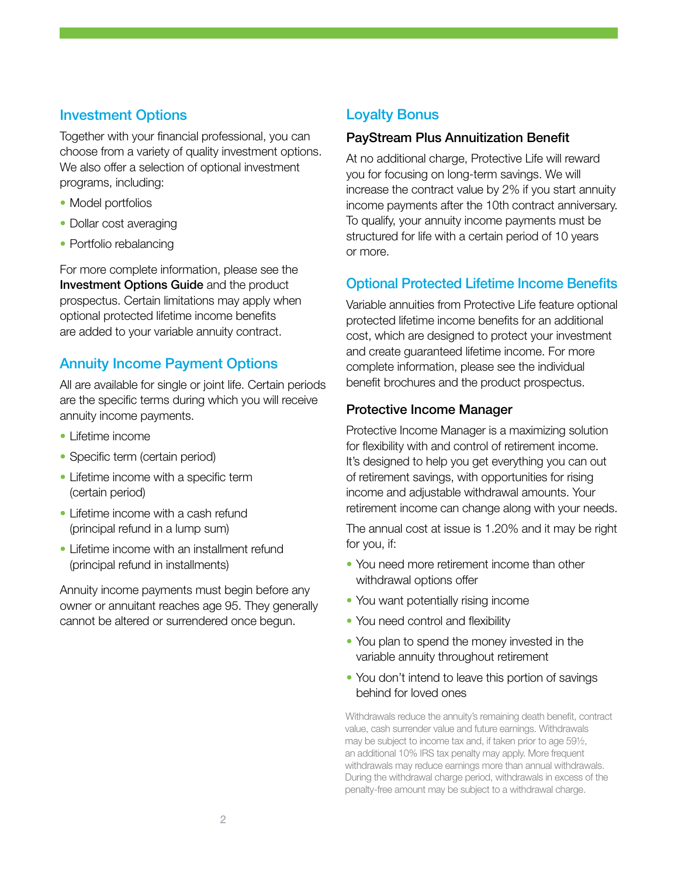## Investment Options

Together with your financial professional, you can choose from a variety of quality investment options. We also offer a selection of optional investment programs, including:

- Model portfolios
- Dollar cost averaging
- Portfolio rebalancing

For more complete information, please see the **Investment Options Guide** and the product prospectus. Certain limitations may apply when optional protected lifetime income benefits are added to your variable annuity contract.

## Annuity Income Payment Options

All are available for single or joint life. Certain periods are the specific terms during which you will receive annuity income payments.

- Lifetime income
- Specific term (certain period)
- Lifetime income with a specific term (certain period)
- Lifetime income with a cash refund (principal refund in a lump sum)
- Lifetime income with an installment refund (principal refund in installments)

Annuity income payments must begin before any owner or annuitant reaches age 95. They generally cannot be altered or surrendered once begun.

## Loyalty Bonus

### PayStream Plus Annuitization Benefit

At no additional charge, Protective Life will reward you for focusing on long-term savings. We will increase the contract value by 2% if you start annuity income payments after the 10th contract anniversary. To qualify, your annuity income payments must be structured for life with a certain period of 10 years or more.

## Optional Protected Lifetime Income Benefits

Variable annuities from Protective Life feature optional protected lifetime income benefits for an additional cost, which are designed to protect your investment and create guaranteed lifetime income. For more complete information, please see the individual benefit brochures and the product prospectus.

### Protective Income Manager

Protective Income Manager is a maximizing solution for flexibility with and control of retirement income. It's designed to help you get everything you can out of retirement savings, with opportunities for rising income and adjustable withdrawal amounts. Your retirement income can change along with your needs.

The annual cost at issue is 1.20% and it may be right for you, if:

- You need more retirement income than other withdrawal options offer
- You want potentially rising income
- You need control and flexibility
- You plan to spend the money invested in the variable annuity throughout retirement
- You don't intend to leave this portion of savings behind for loved ones

Withdrawals reduce the annuity's remaining death benefit, contract value, cash surrender value and future earnings. Withdrawals may be subject to income tax and, if taken prior to age 59½, an additional 10% IRS tax penalty may apply. More frequent withdrawals may reduce earnings more than annual withdrawals. During the withdrawal charge period, withdrawals in excess of the penalty-free amount may be subject to a withdrawal charge.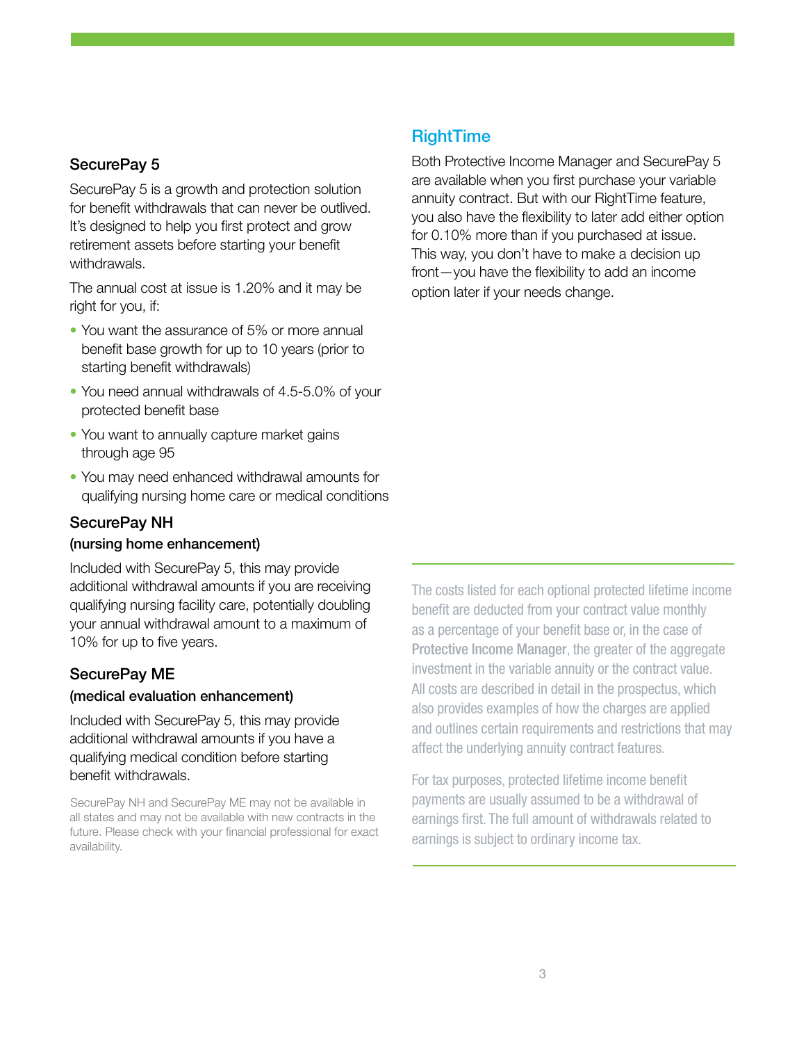## SecurePay 5

SecurePay 5 is a growth and protection solution for benefit withdrawals that can never be outlived. It's designed to help you first protect and grow retirement assets before starting your benefit withdrawals.

The annual cost at issue is 1.20% and it may be right for you, if:

- You want the assurance of 5% or more annual benefit base growth for up to 10 years (prior to starting benefit withdrawals)
- You need annual withdrawals of 4.5-5.0% of your protected benefit base
- You want to annually capture market gains through age 95
- You may need enhanced withdrawal amounts for qualifying nursing home care or medical conditions

### SecurePay NH

**(nursing home enhancement)**

Included with SecurePay 5, this may provide additional withdrawal amounts if you are receiving qualifying nursing facility care, potentially doubling your annual withdrawal amount to a maximum of 10% for up to five years.

### SecurePay ME

**(medical evaluation enhancement)**

Included with SecurePay 5, this may provide additional withdrawal amounts if you have a qualifying medical condition before starting benefit withdrawals.

SecurePay NH and SecurePay ME may not be available in all states and may not be available with new contracts in the future. Please check with your financial professional for exact availability.

## RightTime

Both Protective Income Manager and SecurePay 5 are available when you first purchase your variable annuity contract. But with our RightTime feature, you also have the flexibility to later add either option for 0.10% more than if you purchased at issue. This way, you don't have to make a decision up front—you have the flexibility to add an income option later if your needs change.

The costs listed for each optional protected lifetime income benefit are deducted from your contract value monthly as a percentage of your benefit base or, in the case of Protective Income Manager, the greater of the aggregate investment in the variable annuity or the contract value. All costs are described in detail in the prospectus, which also provides examples of how the charges are applied and outlines certain requirements and restrictions that may affect the underlying annuity contract features.

For tax purposes, protected lifetime income benefit payments are usually assumed to be a withdrawal of earnings first. The full amount of withdrawals related to earnings is subject to ordinary income tax.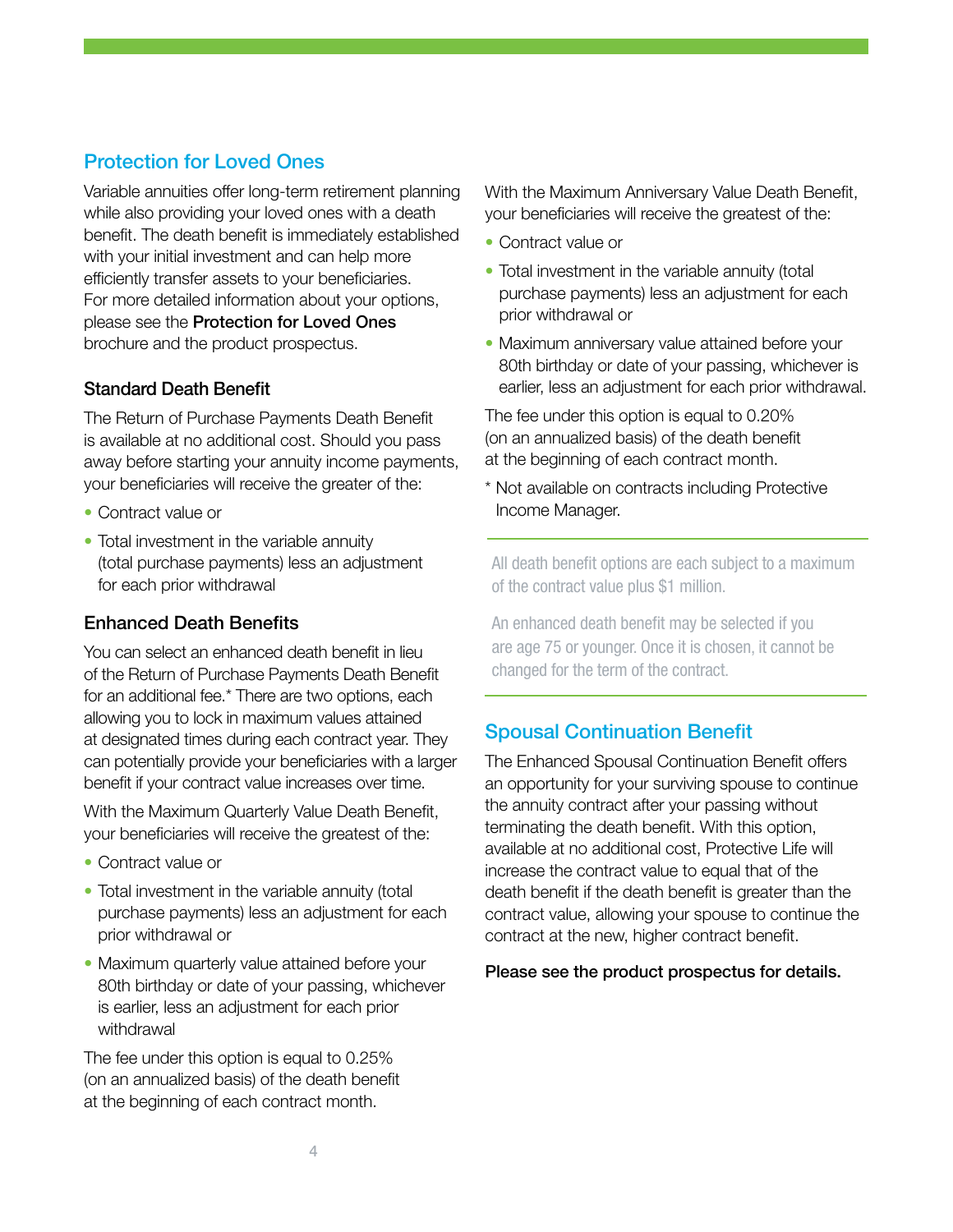## Protection for Loved Ones

Variable annuities offer long-term retirement planning while also providing your loved ones with a death benefit. The death benefit is immediately established with your initial investment and can help more efficiently transfer assets to your beneficiaries. For more detailed information about your options, please see the **Protection for Loved Ones** brochure and the product prospectus.

### Standard Death Benefit

The Return of Purchase Payments Death Benefit is available at no additional cost. Should you pass away before starting your annuity income payments, your beneficiaries will receive the greater of the:

- Contract value or
- Total investment in the variable annuity (total purchase payments) less an adjustment for each prior withdrawal

### Enhanced Death Benefits

You can select an enhanced death benefit in lieu of the Return of Purchase Payments Death Benefit for an additional fee.* There are two options, each allowing you to lock in maximum values attained at designated times during each contract year. They can potentially provide your beneficiaries with a larger benefit if your contract value increases over time.

With the Maximum Quarterly Value Death Benefit, your beneficiaries will receive the greatest of the:

- Contract value or
- Total investment in the variable annuity (total purchase payments) less an adjustment for each prior withdrawal or
- Maximum quarterly value attained before your 80th birthday or date of your passing, whichever is earlier, less an adjustment for each prior withdrawal

The fee under this option is equal to 0.25% (on an annualized basis) of the death benefit at the beginning of each contract month.

With the Maximum Anniversary Value Death Benefit, your beneficiaries will receive the greatest of the:

- Contract value or
- Total investment in the variable annuity (total purchase payments) less an adjustment for each prior withdrawal or
- Maximum anniversary value attained before your 80th birthday or date of your passing, whichever is earlier, less an adjustment for each prior withdrawal.

The fee under this option is equal to 0.20% (on an annualized basis) of the death benefit at the beginning of each contract month.

* Not available on contracts including Protective Income Manager.

---

All death benefit options are each subject to a maximum of the contract value plus $1 million.

An enhanced death benefit may be selected if you are age 75 or younger. Once it is chosen, it cannot be changed for the term of the contract.

---

## Spousal Continuation Benefit

The Enhanced Spousal Continuation Benefit offers an opportunity for your surviving spouse to continue the annuity contract after your passing without terminating the death benefit. With this option, available at no additional cost, Protective Life will increase the contract value to equal that of the death benefit if the death benefit is greater than the contract value, allowing your spouse to continue the contract at the new, higher contract benefit.

**Please see the product prospectus for details.**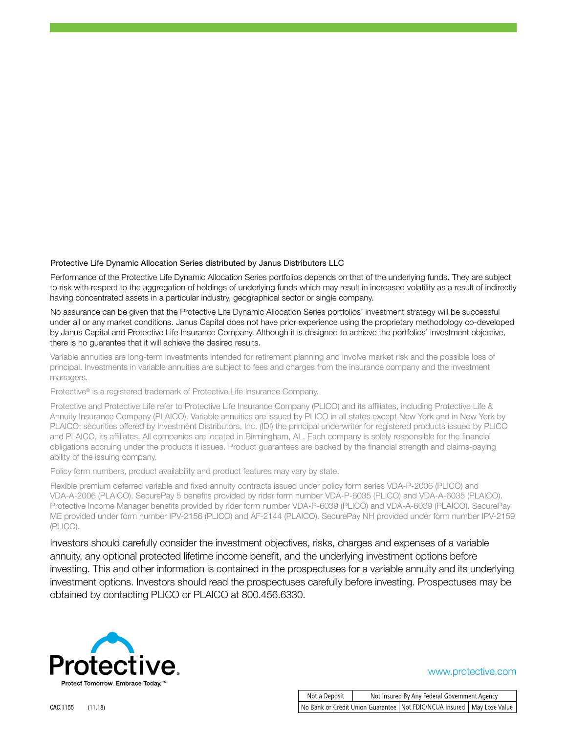Protective Life Dynamic Allocation Series distributed by Janus Distributors LLC

Performance of the Protective Life Dynamic Allocation Series portfolios depends on that of the underlying funds. They are subject to risk with respect to the aggregation of holdings of underlying funds which may result in increased volatility as a result of indirectly having concentrated assets in a particular industry, geographical sector or single company.

No assurance can be given that the Protective Life Dynamic Allocation Series portfolios' investment strategy will be successful under all or any market conditions. Janus Capital does not have prior experience using the proprietary methodology co-developed by Janus Capital and Protective Life Insurance Company. Although it is designed to achieve the portfolios' investment objective, there is no guarantee that it will achieve the desired results.

Variable annuities are long-term investments intended for retirement planning and involve market risk and the possible loss of principal. Investments in variable annuities are subject to fees and charges from the insurance company and the investment managers.

Protective® is a registered trademark of Protective Life Insurance Company.

Protective and Protective Life refer to Protective Life Insurance Company (PLICO) and its affiliates, including Protective Life & Annuity Insurance Company (PLAICO). Variable annuities are issued by PLICO in all states except New York and in New York by PLAICO; securities offered by Investment Distributors, Inc. (IDI) the principal underwriter for registered products issued by PLICO and PLAICO, its affiliates. All companies are located in Birmingham, AL. Each company is solely responsible for the financial obligations accruing under the products it issues. Product guarantees are backed by the financial strength and claims-paying ability of the issuing company.

Policy form numbers, product availability and product features may vary by state.

Flexible premium deferred variable and fixed annuity contracts issued under policy form series VDA-P-2006 (PLICO) and VDA-A-2006 (PLAICO). SecurePay 5 benefits provided by rider form number VDA-P-6035 (PLICO) and VDA-A-6035 (PLAICO). Protective Income Manager benefits provided by rider form number VDA-P-6039 (PLICO) and VDA-A-6039 (PLAICO). SecurePay ME provided under form number IPV-2156 (PLICO) and AF-2144 (PLAICO). SecurePay NH provided under form number IPV-2159 (PLICO).

Investors should carefully consider the investment objectives, risks, charges and expenses of a variable annuity, any optional protected lifetime income benefit, and the underlying investment options before investing. This and other information is contained in the prospectuses for a variable annuity and its underlying investment options. Investors should read the prospectuses carefully before investing. Prospectuses may be obtained by contacting PLICO or PLAICO at 800.456.6330.

Protective

Protect Tomorrow. Embrace Today.™

www.protective.com

| | | |
|---|---|---|
| Not a Deposit | Not Insured By Any Federal Government Agency | |
| No Bank or Credit Union Guarantee | Not FDIC/NCUA Insured | May Lose Value |

CAC.1155 (11.18)